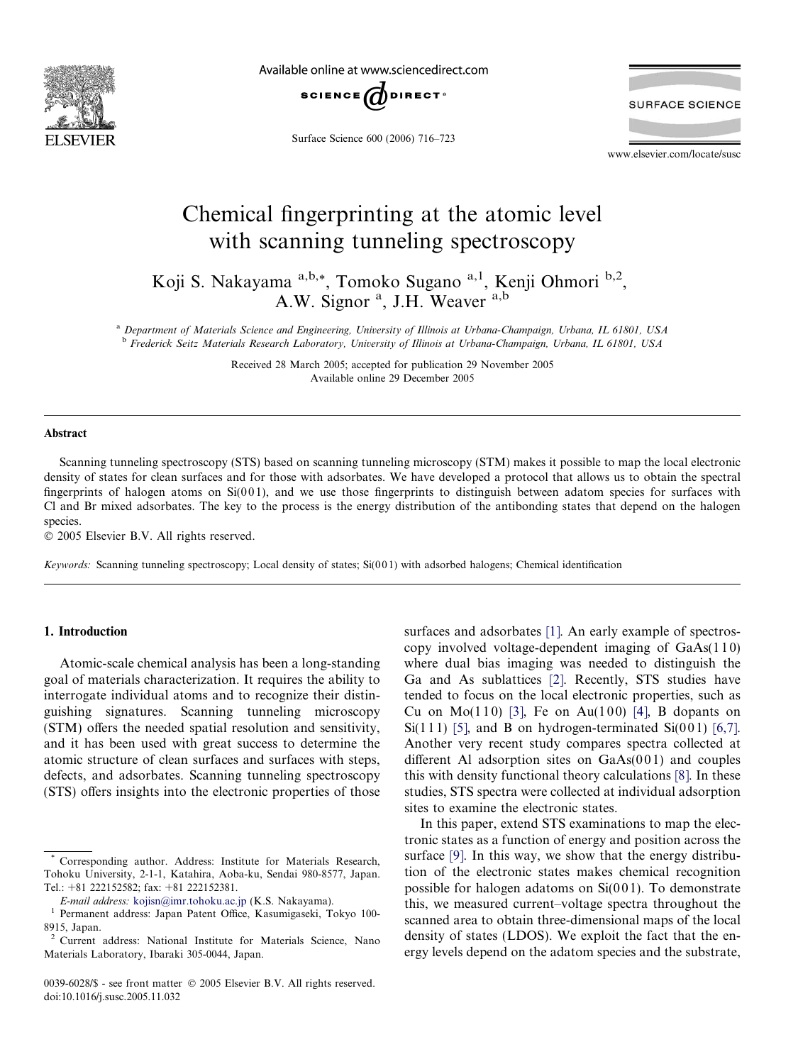# Chemical fingerprinting at the atomic level with scanning tunneling spectroscopy

Koji S. Nakayama [a,b,*], Tomoko Sugano [a,1], Kenji Ohmori [b,2], A.W. Signor [a], J.H. Weaver [a,b]

[a] Department of Materials Science and Engineering, University of Illinois at Urbana-Champaign, Urbana, IL 61801, USA
[b] Frederick Seitz Materials Research Laboratory, University of Illinois at Urbana-Champaign, Urbana, IL 61801, USA

Received 28 March 2005; accepted for publication 29 November 2005
Available online 29 December 2005

## Abstract

Scanning tunneling spectroscopy (STS) based on scanning tunneling microscopy (STM) makes it possible to map the local electronic density of states for clean surfaces and for those with adsorbates. We have developed a protocol that allows us to obtain the spectral fingerprints of halogen atoms on Si(001), and we use those fingerprints to distinguish between adatom species for surfaces with Cl and Br mixed adsorbates. The key to the process is the energy distribution of the antibonding states that depend on the halogen species.

© 2005 Elsevier B.V. All rights reserved.

*Keywords:* Scanning tunneling spectroscopy; Local density of states; Si(001) with adsorbed halogens; Chemical identification

## 1. Introduction

Atomic-scale chemical analysis has been a long-standing goal of materials characterization. It requires the ability to interrogate individual atoms and to recognize their distinguishing signatures. Scanning tunneling microscopy (STM) offers the needed spatial resolution and sensitivity, and it has been used with great success to determine the atomic structure of clean surfaces and surfaces with steps, defects, and adsorbates. Scanning tunneling spectroscopy (STS) offers insights into the electronic properties of those surfaces and adsorbates [1]. An early example of spectroscopy involved voltage-dependent imaging of GaAs(110) where dual bias imaging was needed to distinguish the Ga and As sublattices [2]. Recently, STS studies have tended to focus on the local electronic properties, such as Cu on Mo(110) [3], Fe on Au(100) [4], B dopants on Si(111) [5], and B on hydrogen-terminated Si(001) [6,7]. Another very recent study compares spectra collected at different Al adsorption sites on GaAs(001) and couples this with density functional theory calculations [8]. In these studies, STS spectra were collected at individual adsorption sites to examine the electronic states.

In this paper, extend STS examinations to map the electronic states as a function of energy and position across the surface [9]. In this way, we show that the energy distribution of the electronic states makes chemical recognition possible for halogen adatoms on Si(001). To demonstrate this, we measured current–voltage spectra throughout the scanned area to obtain three-dimensional maps of the local density of states (LDOS). We exploit the fact that the energy levels depend on the adatom species and the substrate,

---

* Corresponding author. Address: Institute for Materials Research, Tohoku University, 2-1-1, Katahira, Aoba-ku, Sendai 980-8577, Japan. Tel.: +81 222152582; fax: +81 222152381.
*E-mail address:* kojisn@imr.tohoku.ac.jp (K.S. Nakayama).
[1] Permanent address: Japan Patent Office, Kasumigaseki, Tokyo 100-8915, Japan.
[2] Current address: National Institute for Materials Science, Nano Materials Laboratory, Ibaraki 305-0044, Japan.

0039-6028/$ - see front matter © 2005 Elsevier B.V. All rights reserved.
doi:10.1016/j.susc.2005.11.032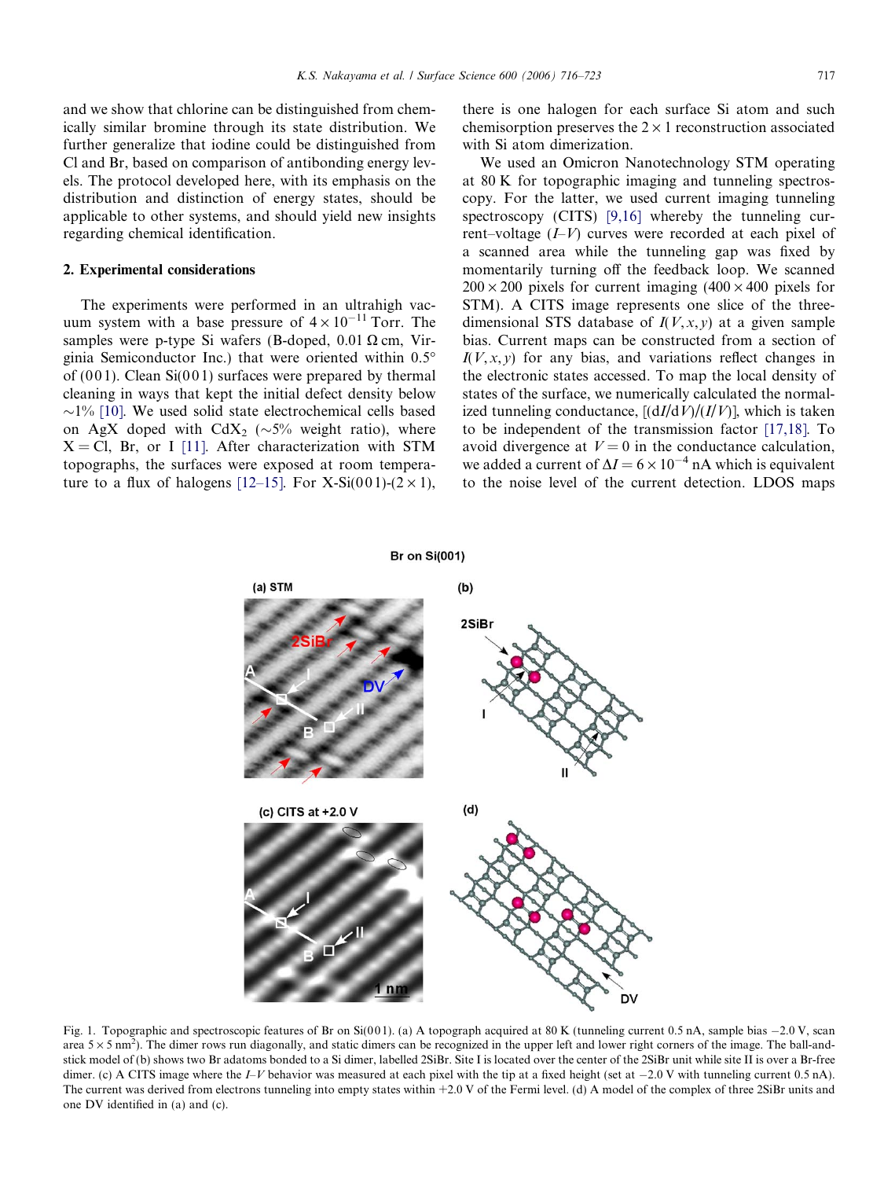and we show that chlorine can be distinguished from chemically similar bromine through its state distribution. We further generalize that iodine could be distinguished from Cl and Br, based on comparison of antibonding energy levels. The protocol developed here, with its emphasis on the distribution and distinction of energy states, should be applicable to other systems, and should yield new insights regarding chemical identification.

## 2. Experimental considerations

The experiments were performed in an ultrahigh vacuum system with a base pressure of $4 \times 10^{-11}$ Torr. The samples were p-type Si wafers (B-doped, 0.01 $\Omega$ cm, Virginia Semiconductor Inc.) that were oriented within 0.5° of (001). Clean Si(001) surfaces were prepared by thermal cleaning in ways that kept the initial defect density below ~1% [10]. We used solid state electrochemical cells based on AgX doped with $CdX_2$ (~5% weight ratio), where X = Cl, Br, or I [11]. After characterization with STM topographs, the surfaces were exposed at room temperature to a flux of halogens [12–15]. For X-Si(001)-(2 × 1), there is one halogen for each surface Si atom and such chemisorption preserves the 2 × 1 reconstruction associated with Si atom dimerization.

We used an Omicron Nanotechnology STM operating at 80 K for topographic imaging and tunneling spectroscopy. For the latter, we used current imaging tunneling spectroscopy (CITS) [9,16] whereby the tunneling current–voltage ($I$–$V$) curves were recorded at each pixel of a scanned area while the tunneling gap was fixed by momentarily turning off the feedback loop. We scanned 200 × 200 pixels for current imaging (400 × 400 pixels for STM). A CITS image represents one slice of the three-dimensional STS database of $I(V, x, y)$ at a given sample bias. Current maps can be constructed from a section of $I(V, x, y)$ for any bias, and variations reflect changes in the electronic states accessed. To map the local density of states of the surface, we numerically calculated the normalized tunneling conductance, $[(dI/dV)/(I/V)]$, which is taken to be independent of the transmission factor [17,18]. To avoid divergence at $V = 0$ in the conductance calculation, we added a current of $\Delta I = 6 \times 10^{-4}$ nA which is equivalent to the noise level of the current detection. LDOS maps

Fig. 1. Topographic and spectroscopic features of Br on Si(001). (a) A topograph acquired at 80 K (tunneling current 0.5 nA, sample bias −2.0 V, scan area 5 × 5 $nm^2$). The dimer rows run diagonally, and static dimers can be recognized in the upper left and lower right corners of the image. The ball-and-stick model of (b) shows two Br adatoms bonded to a Si dimer, labelled 2SiBr. Site I is located over the center of the 2SiBr unit while site II is over a Br-free dimer. (c) A CITS image where the $I$–$V$ behavior was measured at each pixel with the tip at a fixed height (set at −2.0 V with tunneling current 0.5 nA). The current was derived from electrons tunneling into empty states within +2.0 V of the Fermi level. (d) A model of the complex of three 2SiBr units and one DV identified in (a) and (c).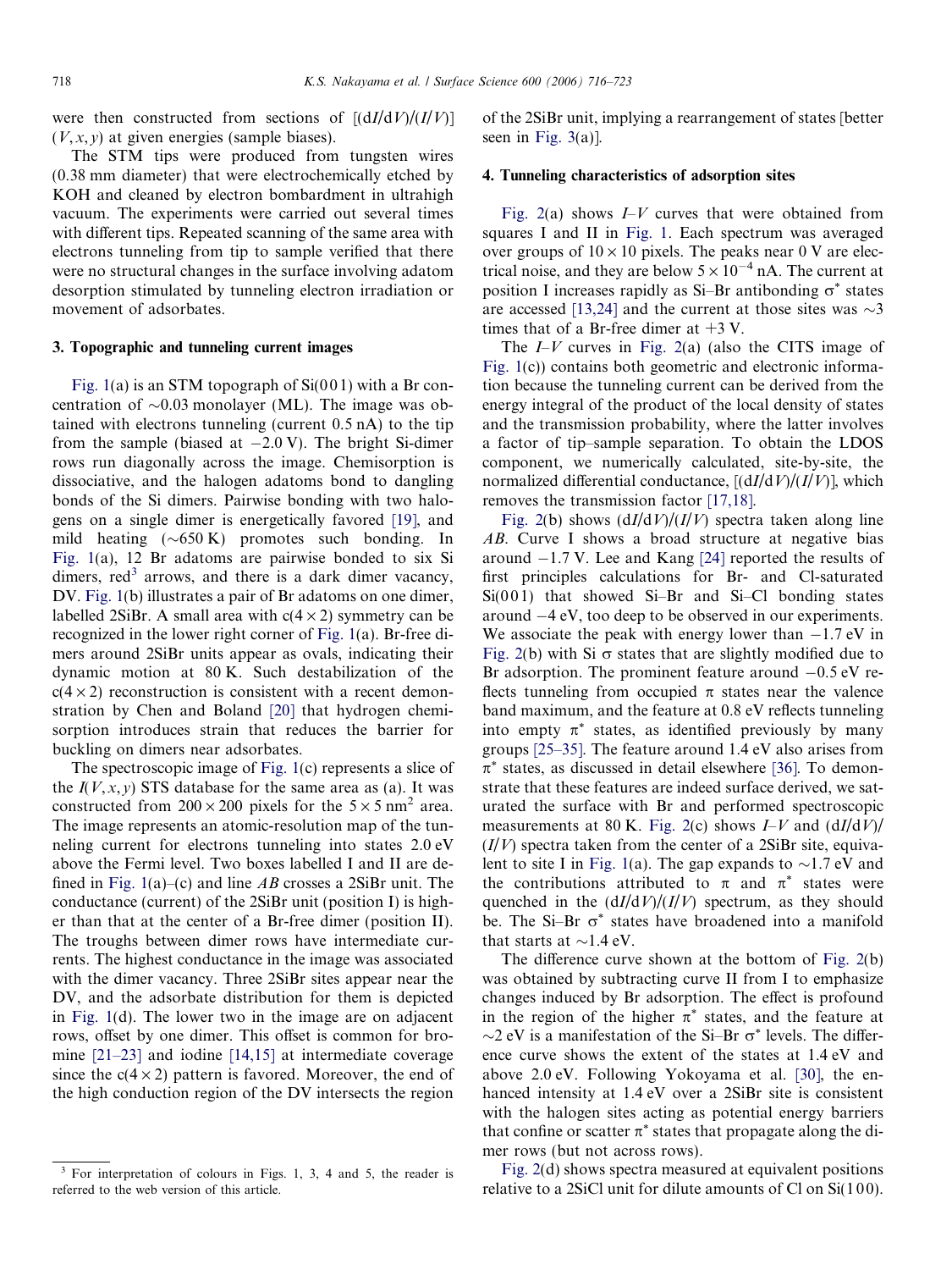were then constructed from sections of $[(dI/dV)/(I/V)]$ $(V, x, y)$ at given energies (sample biases).

The STM tips were produced from tungsten wires (0.38 mm diameter) that were electrochemically etched by KOH and cleaned by electron bombardment in ultrahigh vacuum. The experiments were carried out several times with different tips. Repeated scanning of the same area with electrons tunneling from tip to sample verified that there were no structural changes in the surface involving adatom desorption stimulated by tunneling electron irradiation or movement of adsorbates.

### 3. Topographic and tunneling current images

Fig. 1(a) is an STM topograph of Si(001) with a Br concentration of ~0.03 monolayer (ML). The image was obtained with electrons tunneling (current 0.5 nA) to the tip from the sample (biased at −2.0 V). The bright Si-dimer rows run diagonally across the image. Chemisorption is dissociative, and the halogen adatoms bond to dangling bonds of the Si dimers. Pairwise bonding with two halogens on a single dimer is energetically favored [19], and mild heating (~650 K) promotes such bonding. In Fig. 1(a), 12 Br adatoms are pairwise bonded to six Si dimers, red[3] arrows, and there is a dark dimer vacancy, DV. Fig. 1(b) illustrates a pair of Br adatoms on one dimer, labelled 2SiBr. A small area with $c(4 \times 2)$ symmetry can be recognized in the lower right corner of Fig. 1(a). Br-free dimers around 2SiBr units appear as ovals, indicating their dynamic motion at 80 K. Such destabilization of the $c(4 \times 2)$ reconstruction is consistent with a recent demonstration by Chen and Boland [20] that hydrogen chemisorption introduces strain that reduces the barrier for buckling on dimers near adsorbates.

The spectroscopic image of Fig. 1(c) represents a slice of the $I(V, x, y)$ STS database for the same area as (a). It was constructed from $200 \times 200$ pixels for the $5 \times 5$ nm$^2$ area. The image represents an atomic-resolution map of the tunneling current for electrons tunneling into states 2.0 eV above the Fermi level. Two boxes labelled I and II are defined in Fig. 1(a)–(c) and line *AB* crosses a 2SiBr unit. The conductance (current) of the 2SiBr unit (position I) is higher than that at the center of a Br-free dimer (position II). The troughs between dimer rows have intermediate currents. The highest conductance in the image was associated with the dimer vacancy. Three 2SiBr sites appear near the DV, and the adsorbate distribution for them is depicted in Fig. 1(d). The lower two in the image are on adjacent rows, offset by one dimer. This offset is common for bromine [21–23] and iodine [14,15] at intermediate coverage since the $c(4 \times 2)$ pattern is favored. Moreover, the end of the high conduction region of the DV intersects the region of the 2SiBr unit, implying a rearrangement of states [better seen in Fig. 3(a)].

### 4. Tunneling characteristics of adsorption sites

Fig. 2(a) shows *I*–*V* curves that were obtained from squares I and II in Fig. 1. Each spectrum was averaged over groups of $10 \times 10$ pixels. The peaks near 0 V are electrical noise, and they are below $5 \times 10^{-4}$ nA. The current at position I increases rapidly as Si–Br antibonding $\sigma^*$ states are accessed [13,24] and the current at those sites was ~3 times that of a Br-free dimer at +3 V.

The *I*–*V* curves in Fig. 2(a) (also the CITS image of Fig. 1(c)) contains both geometric and electronic information because the tunneling current can be derived from the energy integral of the product of the local density of states and the transmission probability, where the latter involves a factor of tip–sample separation. To obtain the LDOS component, we numerically calculated, site-by-site, the normalized differential conductance, $[(dI/dV)/(I/V)]$, which removes the transmission factor [17,18].

Fig. 2(b) shows $(dI/dV)/(I/V)$ spectra taken along line *AB*. Curve I shows a broad structure at negative bias around −1.7 V. Lee and Kang [24] reported the results of first principles calculations for Br- and Cl-saturated Si(001) that showed Si–Br and Si–Cl bonding states around −4 eV, too deep to be observed in our experiments. We associate the peak with energy lower than −1.7 eV in Fig. 2(b) with Si $\sigma$ states that are slightly modified due to Br adsorption. The prominent feature around −0.5 eV reflects tunneling from occupied $\pi$ states near the valence band maximum, and the feature at 0.8 eV reflects tunneling into empty $\pi^*$ states, as identified previously by many groups [25–35]. The feature around 1.4 eV also arises from $\pi^*$ states, as discussed in detail elsewhere [36]. To demonstrate that these features are indeed surface derived, we saturated the surface with Br and performed spectroscopic measurements at 80 K. Fig. 2(c) shows *I*–*V* and $(dI/dV)/(I/V)$ spectra taken from the center of a 2SiBr site, equivalent to site I in Fig. 1(a). The gap expands to ~1.7 eV and the contributions attributed to $\pi$ and $\pi^*$ states were quenched in the $(dI/dV)/(I/V)$ spectrum, as they should be. The Si–Br $\sigma^*$ states have broadened into a manifold that starts at ~1.4 eV.

The difference curve shown at the bottom of Fig. 2(b) was obtained by subtracting curve II from I to emphasize changes induced by Br adsorption. The effect is profound in the region of the higher $\pi^*$ states, and the feature at ~2 eV is a manifestation of the Si–Br $\sigma^*$ levels. The difference curve shows the extent of the states at 1.4 eV and above 2.0 eV. Following Yokoyama et al. [30], the enhanced intensity at 1.4 eV over a 2SiBr site is consistent with the halogen sites acting as potential energy barriers that confine or scatter $\pi^*$ states that propagate along the dimer rows (but not across rows).

Fig. 2(d) shows spectra measured at equivalent positions relative to a 2SiCl unit for dilute amounts of Cl on Si(100).

[3] For interpretation of colours in Figs. 1, 3, 4 and 5, the reader is referred to the web version of this article.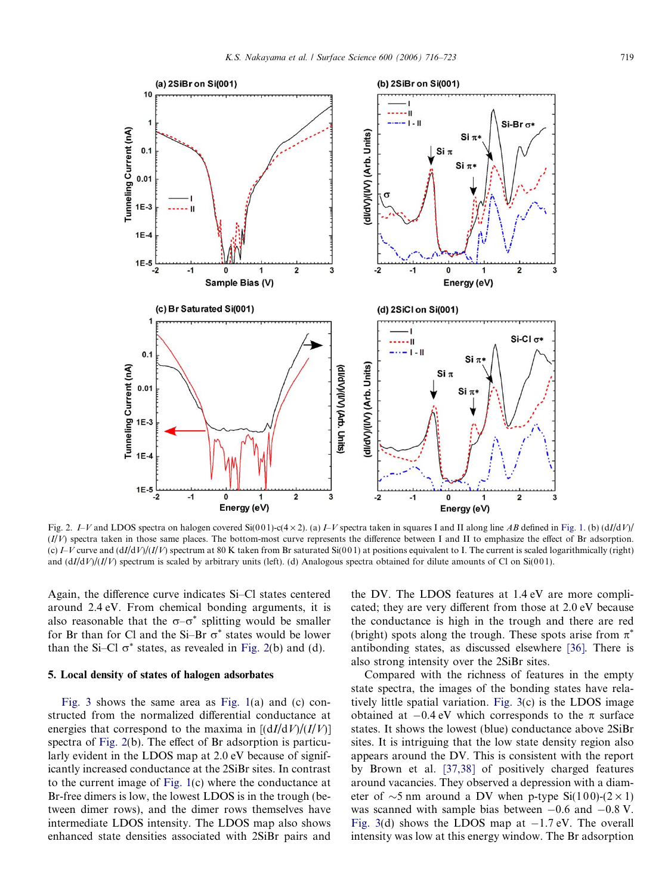Fig. 2. $I$–$V$ and LDOS spectra on halogen covered Si(001)-c(4 × 2). (a) $I$–$V$ spectra taken in squares I and II along line $AB$ defined in Fig. 1. (b) $(dI/dV)/(I/V)$ spectra taken in those same places. The bottom-most curve represents the difference between I and II to emphasize the effect of Br adsorption. (c) $I$–$V$ curve and $(dI/dV)/(I/V)$ spectrum at 80 K taken from Br saturated Si(001) at positions equivalent to I. The current is scaled logarithmically (right) and $(dI/dV)/(I/V)$ spectrum is scaled by arbitrary units (left). (d) Analogous spectra obtained for dilute amounts of Cl on Si(001).

Again, the difference curve indicates Si–Cl states centered around 2.4 eV. From chemical bonding arguments, it is also reasonable that the σ–σ* splitting would be smaller for Br than for Cl and the Si–Br σ* states would be lower than the Si–Cl σ* states, as revealed in Fig. 2(b) and (d).

## 5. Local density of states of halogen adsorbates

Fig. 3 shows the same area as Fig. 1(a) and (c) constructed from the normalized differential conductance at energies that correspond to the maxima in $[(dI/dV)/(I/V)]$ spectra of Fig. 2(b). The effect of Br adsorption is particularly evident in the LDOS map at 2.0 eV because of significantly increased conductance at the 2SiBr sites. In contrast to the current image of Fig. 1(c) where the conductance at Br-free dimers is low, the lowest LDOS is in the trough (between dimer rows), and the dimer rows themselves have intermediate LDOS intensity. The LDOS map also shows enhanced state densities associated with 2SiBr pairs and the DV. The LDOS features at 1.4 eV are more complicated; they are very different from those at 2.0 eV because the conductance is high in the trough and there are red (bright) spots along the trough. These spots arise from π* antibonding states, as discussed elsewhere [36]. There is also strong intensity over the 2SiBr sites.

Compared with the richness of features in the empty state spectra, the images of the bonding states have relatively little spatial variation. Fig. 3(c) is the LDOS image obtained at −0.4 eV which corresponds to the π surface states. It shows the lowest (blue) conductance above 2SiBr sites. It is intriguing that the low state density region also appears around the DV. This is consistent with the report by Brown et al. [37,38] of positively charged features around vacancies. They observed a depression with a diameter of ∼5 nm around a DV when p-type Si(100)-(2 × 1) was scanned with sample bias between −0.6 and −0.8 V. Fig. 3(d) shows the LDOS map at −1.7 eV. The overall intensity was low at this energy window. The Br adsorption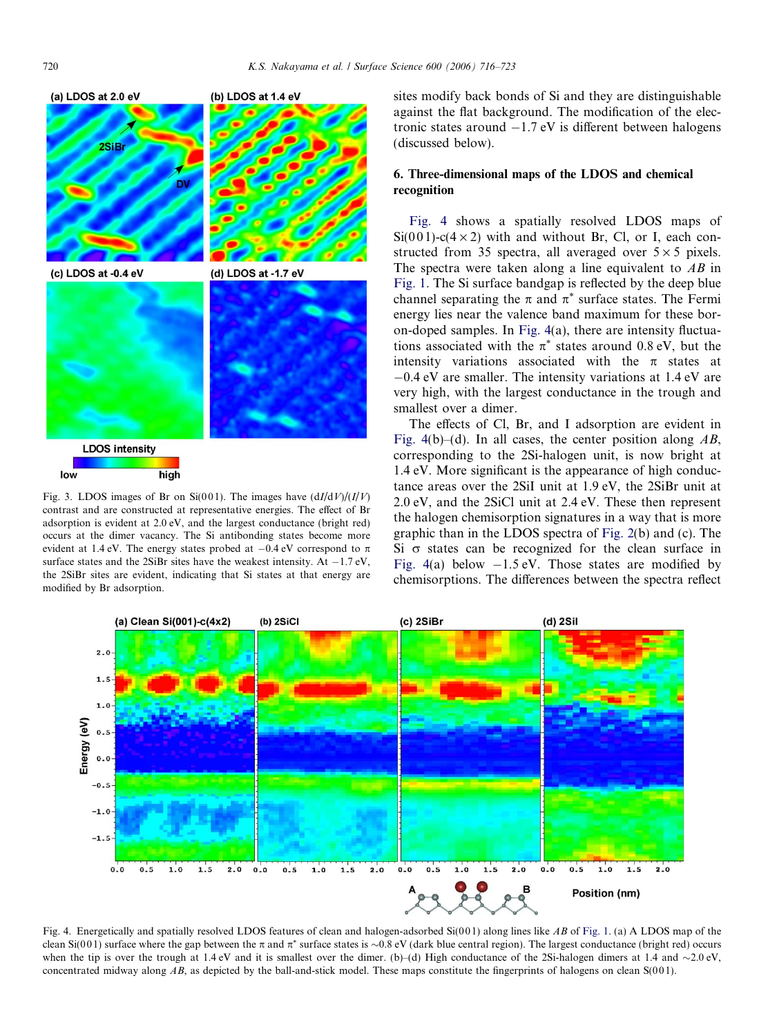Fig. 3. LDOS images of Br on Si(001). The images have $(dI/dV)/(I/V)$ contrast and are constructed at representative energies. The effect of Br adsorption is evident at 2.0 eV, and the largest conductance (bright red) occurs at the dimer vacancy. The Si antibonding states become more evident at 1.4 eV. The energy states probed at −0.4 eV correspond to π surface states and the 2SiBr sites have the weakest intensity. At −1.7 eV, the 2SiBr sites are evident, indicating that Si states at that energy are modified by Br adsorption.

sites modify back bonds of Si and they are distinguishable against the flat background. The modification of the electronic states around −1.7 eV is different between halogens (discussed below).

## 6. Three-dimensional maps of the LDOS and chemical recognition

Fig. 4 shows a spatially resolved LDOS maps of Si(001)-c(4 × 2) with and without Br, Cl, or I, each constructed from 35 spectra, all averaged over 5 × 5 pixels. The spectra were taken along a line equivalent to *AB* in Fig. 1. The Si surface bandgap is reflected by the deep blue channel separating the π and π* surface states. The Fermi energy lies near the valence band maximum for these boron-doped samples. In Fig. 4(a), there are intensity fluctuations associated with the π* states around 0.8 eV, but the intensity variations associated with the π states at −0.4 eV are smaller. The intensity variations at 1.4 eV are very high, with the largest conductance in the trough and smallest over a dimer.

The effects of Cl, Br, and I adsorption are evident in Fig. 4(b)–(d). In all cases, the center position along *AB*, corresponding to the 2Si-halogen unit, is now bright at 1.4 eV. More significant is the appearance of high conductance areas over the 2SiI unit at 1.9 eV, the 2SiBr unit at 2.0 eV, and the 2SiCl unit at 2.4 eV. These then represent the halogen chemisorption signatures in a way that is more graphic than in the LDOS spectra of Fig. 2(b) and (c). The Si σ states can be recognized for the clean surface in Fig. 4(a) below −1.5 eV. Those states are modified by chemisorptions. The differences between the spectra reflect

Fig. 4. Energetically and spatially resolved LDOS features of clean and halogen-adsorbed Si(001) along lines like *AB* of Fig. 1. (a) A LDOS map of the clean Si(001) surface where the gap between the π and π* surface states is ~0.8 eV (dark blue central region). The largest conductance (bright red) occurs when the tip is over the trough at 1.4 eV and it is smallest over the dimer. (b)–(d) High conductance of the 2Si-halogen dimers at 1.4 and ~2.0 eV, concentrated midway along *AB*, as depicted by the ball-and-stick model. These maps constitute the fingerprints of halogens on clean S(001).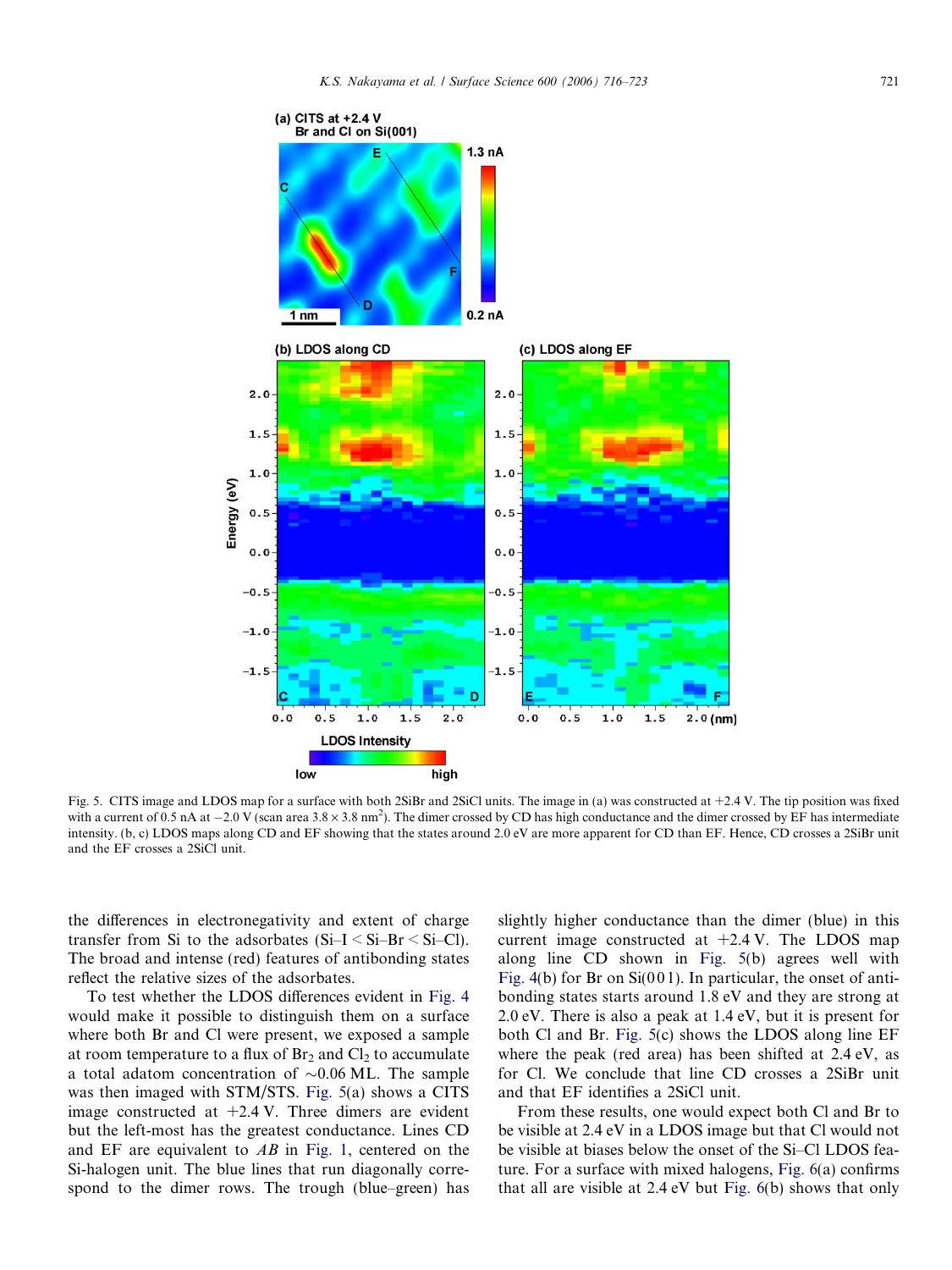Fig. 5. CITS image and LDOS map for a surface with both 2SiBr and 2SiCl units. The image in (a) was constructed at +2.4 V. The tip position was fixed with a current of 0.5 nA at −2.0 V (scan area $3.8 \times 3.8$ nm$^2$). The dimer crossed by CD has high conductance and the dimer crossed by EF has intermediate intensity. (b, c) LDOS maps along CD and EF showing that the states around 2.0 eV are more apparent for CD than EF. Hence, CD crosses a 2SiBr unit and the EF crosses a 2SiCl unit.

the differences in electronegativity and extent of charge transfer from Si to the adsorbates (Si–I < Si–Br < Si–Cl). The broad and intense (red) features of antibonding states reflect the relative sizes of the adsorbates.

To test whether the LDOS differences evident in Fig. 4 would make it possible to distinguish them on a surface where both Br and Cl were present, we exposed a sample at room temperature to a flux of $Br_2$ and $Cl_2$ to accumulate a total adatom concentration of ∼0.06 ML. The sample was then imaged with STM/STS. Fig. 5(a) shows a CITS image constructed at +2.4 V. Three dimers are evident but the left-most has the greatest conductance. Lines CD and EF are equivalent to *AB* in Fig. 1, centered on the Si-halogen unit. The blue lines that run diagonally correspond to the dimer rows. The trough (blue–green) has slightly higher conductance than the dimer (blue) in this current image constructed at +2.4 V. The LDOS map along line CD shown in Fig. 5(b) agrees well with Fig. 4(b) for Br on Si(001). In particular, the onset of antibonding states starts around 1.8 eV and they are strong at 2.0 eV. There is also a peak at 1.4 eV, but it is present for both Cl and Br. Fig. 5(c) shows the LDOS along line EF where the peak (red area) has been shifted at 2.4 eV, as for Cl. We conclude that line CD crosses a 2SiBr unit and that EF identifies a 2SiCl unit.

From these results, one would expect both Cl and Br to be visible at 2.4 eV in a LDOS image but that Cl would not be visible at biases below the onset of the Si–Cl LDOS feature. For a surface with mixed halogens, Fig. 6(a) confirms that all are visible at 2.4 eV but Fig. 6(b) shows that only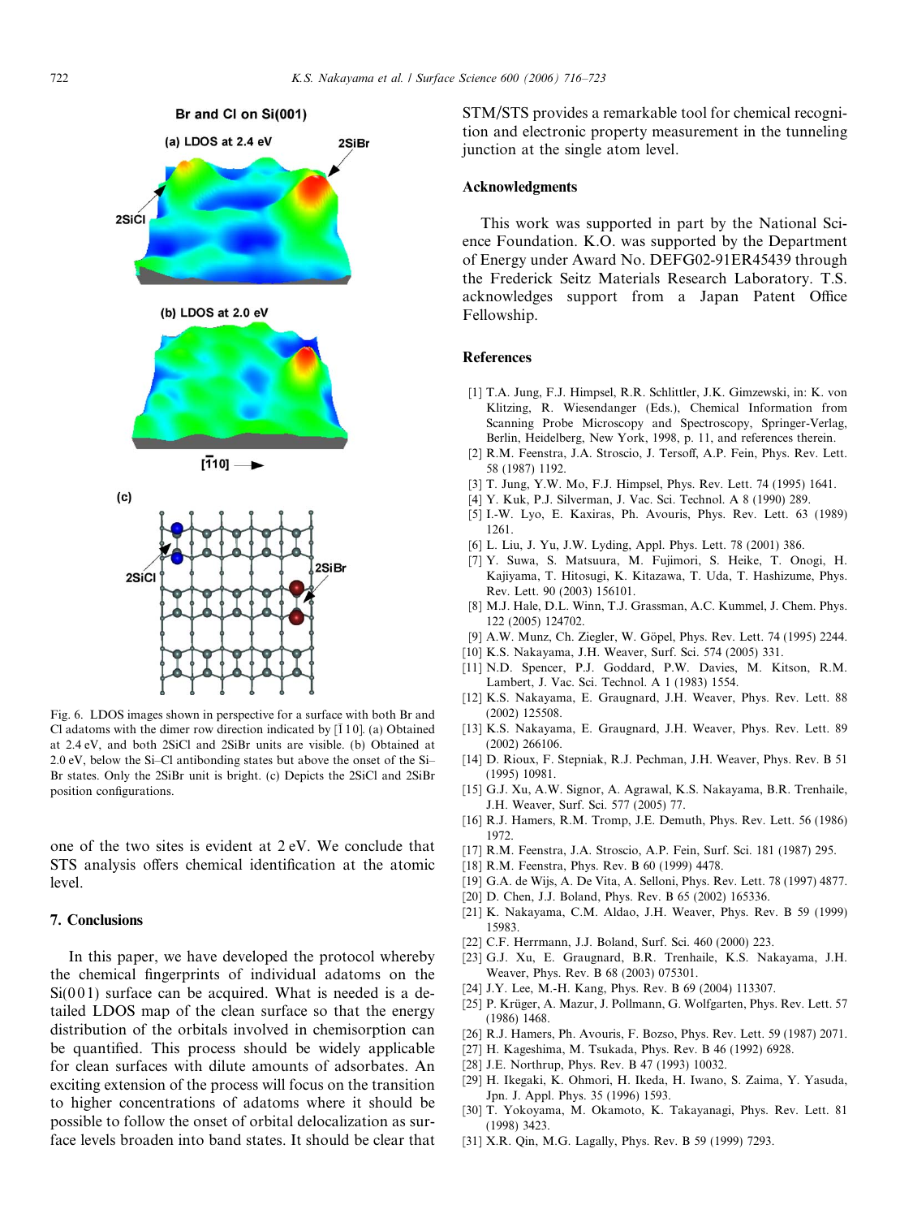Fig. 6. LDOS images shown in perspective for a surface with both Br and Cl adatoms with the dimer row direction indicated by [$\bar{1}$10]. (a) Obtained at 2.4 eV, and both 2SiCl and 2SiBr units are visible. (b) Obtained at 2.0 eV, below the Si–Cl antibonding states but above the onset of the Si–Br states. Only the 2SiBr unit is bright. (c) Depicts the 2SiCl and 2SiBr position configurations.

one of the two sites is evident at 2 eV. We conclude that STS analysis offers chemical identification at the atomic level.

## 7. Conclusions

In this paper, we have developed the protocol whereby the chemical fingerprints of individual adatoms on the Si(001) surface can be acquired. What is needed is a detailed LDOS map of the clean surface so that the energy distribution of the orbitals involved in chemisorption can be quantified. This process should be widely applicable for clean surfaces with dilute amounts of adsorbates. An exciting extension of the process will focus on the transition to higher concentrations of adatoms where it should be possible to follow the onset of orbital delocalization as surface levels broaden into band states. It should be clear that STM/STS provides a remarkable tool for chemical recognition and electronic property measurement in the tunneling junction at the single atom level.

## Acknowledgments

This work was supported in part by the National Science Foundation. K.O. was supported by the Department of Energy under Award No. DEFG02-91ER45439 through the Frederick Seitz Materials Research Laboratory. T.S. acknowledges support from a Japan Patent Office Fellowship.

## References

[1] T.A. Jung, F.J. Himpsel, R.R. Schlittler, J.K. Gimzewski, in: K. von Klitzing, R. Wiesendanger (Eds.), Chemical Information from Scanning Probe Microscopy and Spectroscopy, Springer-Verlag, Berlin, Heidelberg, New York, 1998, p. 11, and references therein.

[2] R.M. Feenstra, J.A. Stroscio, J. Tersoff, A.P. Fein, Phys. Rev. Lett. 58 (1987) 1192.

[3] T. Jung, Y.W. Mo, F.J. Himpsel, Phys. Rev. Lett. 74 (1995) 1641.

[4] Y. Kuk, P.J. Silverman, J. Vac. Sci. Technol. A 8 (1990) 289.

[5] I.-W. Lyo, E. Kaxiras, Ph. Avouris, Phys. Rev. Lett. 63 (1989) 1261.

[6] L. Liu, J. Yu, J.W. Lyding, Appl. Phys. Lett. 78 (2001) 386.

[7] Y. Suwa, S. Matsuura, M. Fujimori, S. Heike, T. Onogi, H. Kajiyama, T. Hitosugi, K. Kitazawa, T. Uda, T. Hashizume, Phys. Rev. Lett. 90 (2003) 156101.

[8] M.J. Hale, D.L. Winn, T.J. Grassman, A.C. Kummel, J. Chem. Phys. 122 (2005) 124702.

[9] A.W. Munz, Ch. Ziegler, W. Göpel, Phys. Rev. Lett. 74 (1995) 2244.

[10] K.S. Nakayama, J.H. Weaver, Surf. Sci. 574 (2005) 331.

[11] N.D. Spencer, P.J. Goddard, P.W. Davies, M. Kitson, R.M. Lambert, J. Vac. Sci. Technol. A 1 (1983) 1554.

[12] K.S. Nakayama, E. Graugnard, J.H. Weaver, Phys. Rev. Lett. 88 (2002) 125508.

[13] K.S. Nakayama, E. Graugnard, J.H. Weaver, Phys. Rev. Lett. 89 (2002) 266106.

[14] D. Rioux, F. Stepniak, R.J. Pechman, J.H. Weaver, Phys. Rev. B 51 (1995) 10981.

[15] G.J. Xu, A.W. Signor, A. Agrawal, K.S. Nakayama, B.R. Trenhaile, J.H. Weaver, Surf. Sci. 577 (2005) 77.

[16] R.J. Hamers, R.M. Tromp, J.E. Demuth, Phys. Rev. Lett. 56 (1986) 1972.

[17] R.M. Feenstra, J.A. Stroscio, A.P. Fein, Surf. Sci. 181 (1987) 295.

[18] R.M. Feenstra, Phys. Rev. B 60 (1999) 4478.

[19] G.A. de Wijs, A. De Vita, A. Selloni, Phys. Rev. Lett. 78 (1997) 4877.

[20] D. Chen, J.J. Boland, Phys. Rev. B 65 (2002) 165336.

[21] K. Nakayama, C.M. Aldao, J.H. Weaver, Phys. Rev. B 59 (1999) 15983.

[22] C.F. Herrmann, J.J. Boland, Surf. Sci. 460 (2000) 223.

[23] G.J. Xu, E. Graugnard, B.R. Trenhaile, K.S. Nakayama, J.H. Weaver, Phys. Rev. B 68 (2003) 075301.

[24] J.Y. Lee, M.-H. Kang, Phys. Rev. B 69 (2004) 113307.

[25] P. Krüger, A. Mazur, J. Pollmann, G. Wolfgarten, Phys. Rev. Lett. 57 (1986) 1468.

[26] R.J. Hamers, Ph. Avouris, F. Bozso, Phys. Rev. Lett. 59 (1987) 2071.

[27] H. Kageshima, M. Tsukada, Phys. Rev. B 46 (1992) 6928.

[28] J.E. Northrup, Phys. Rev. B 47 (1993) 10032.

[29] H. Ikegaki, K. Ohmori, H. Ikeda, H. Iwano, S. Zaima, Y. Yasuda, Jpn. J. Appl. Phys. 35 (1996) 1593.

[30] T. Yokoyama, M. Okamoto, K. Takayanagi, Phys. Rev. Lett. 81 (1998) 3423.

[31] X.R. Qin, M.G. Lagally, Phys. Rev. B 59 (1999) 7293.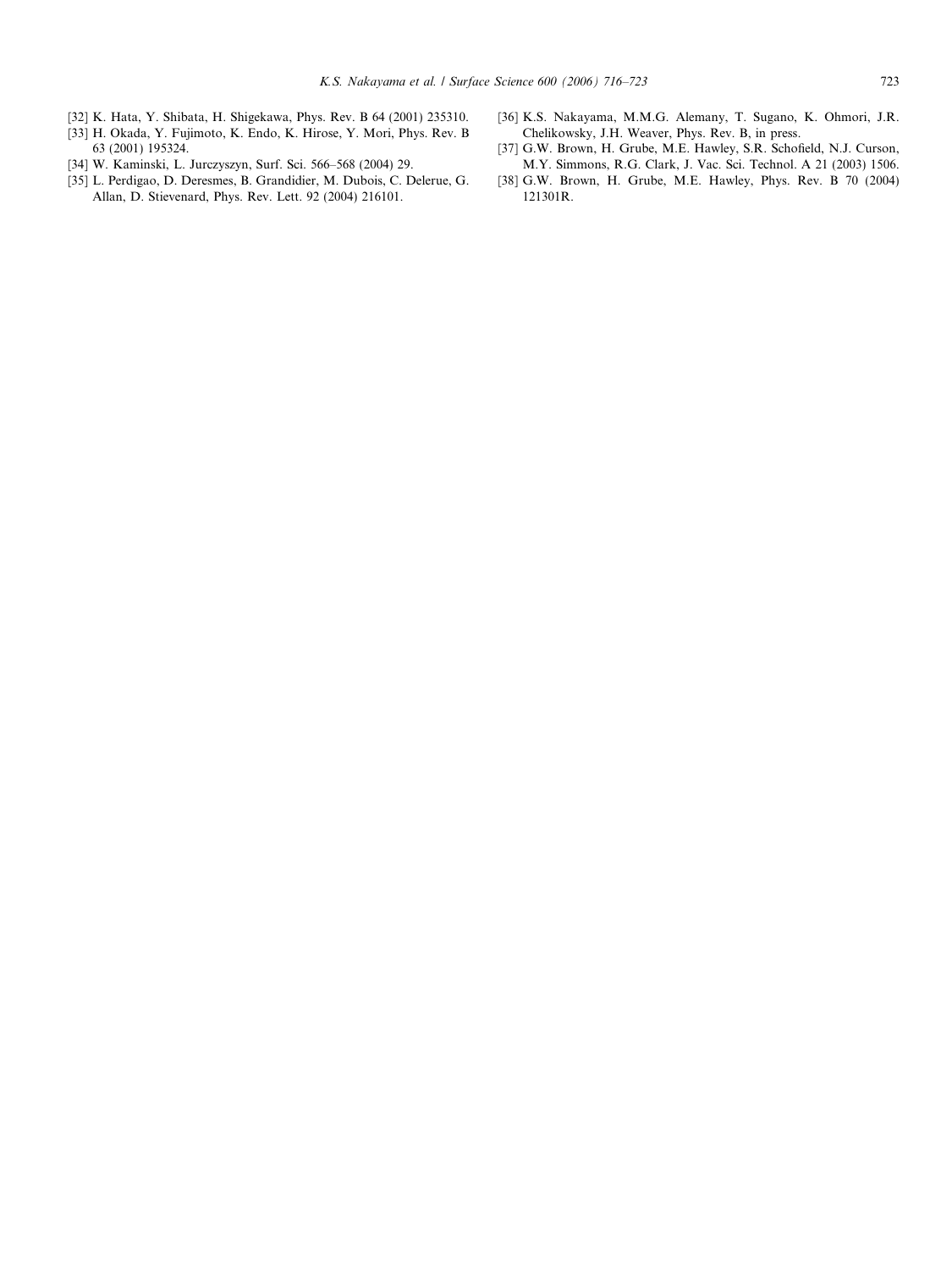[32] K. Hata, Y. Shibata, H. Shigekawa, Phys. Rev. B 64 (2001) 235310.

[33] H. Okada, Y. Fujimoto, K. Endo, K. Hirose, Y. Mori, Phys. Rev. B 63 (2001) 195324.

[34] W. Kaminski, L. Jurczyszyn, Surf. Sci. 566–568 (2004) 29.

[35] L. Perdigao, D. Deresmes, B. Grandidier, M. Dubois, C. Delerue, G. Allan, D. Stievenard, Phys. Rev. Lett. 92 (2004) 216101.

[36] K.S. Nakayama, M.M.G. Alemany, T. Sugano, K. Ohmori, J.R. Chelikowsky, J.H. Weaver, Phys. Rev. B, in press.

[37] G.W. Brown, H. Grube, M.E. Hawley, S.R. Schofield, N.J. Curson, M.Y. Simmons, R.G. Clark, J. Vac. Sci. Technol. A 21 (2003) 1506.

[38] G.W. Brown, H. Grube, M.E. Hawley, Phys. Rev. B 70 (2004) 121301R.